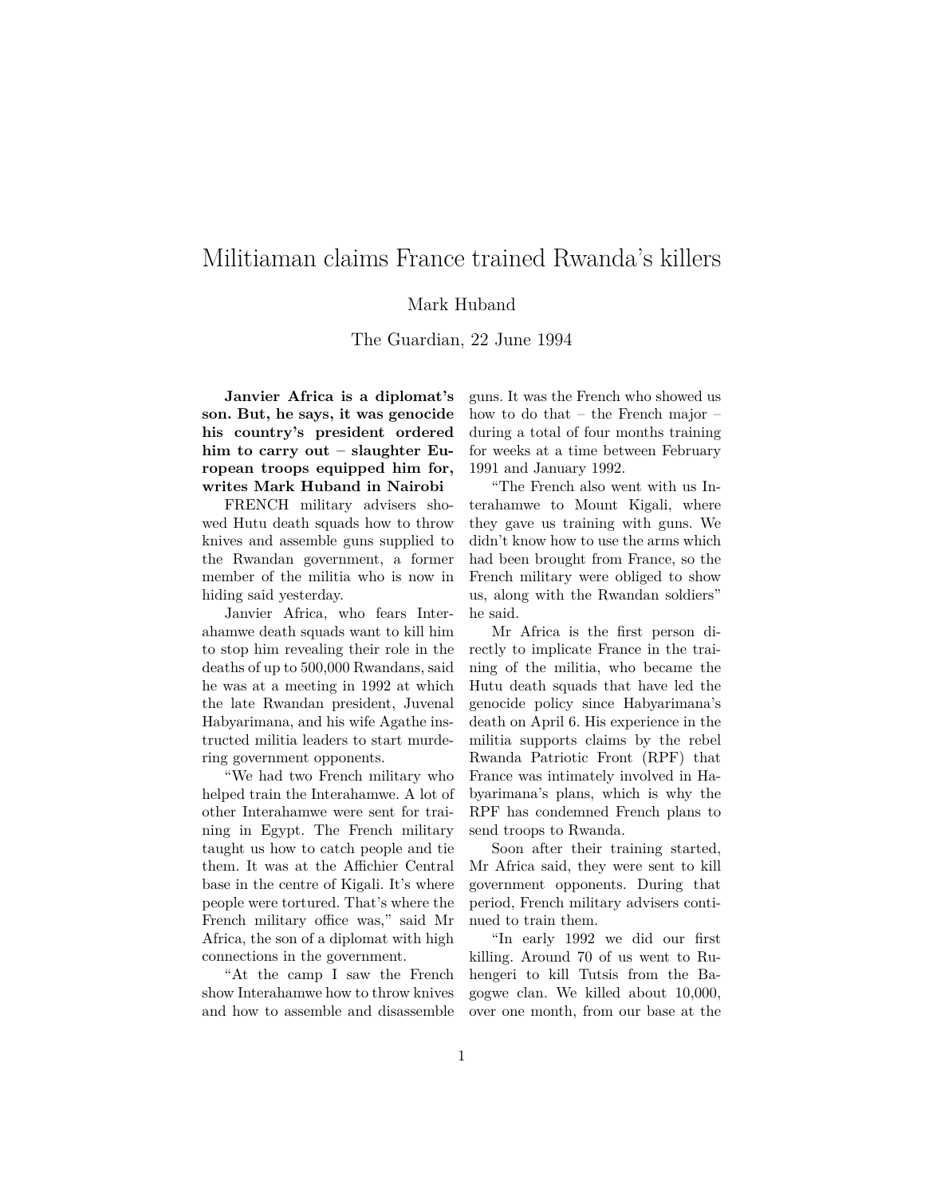# Militiaman claims France trained Rwanda's killers

Mark Huband

The Guardian, 22 June 1994

**Janvier Africa is a diplomat's son. But, he says, it was genocide his country's president ordered him to carry out – slaughter European troops equipped him for, writes Mark Huband in Nairobi**

FRENCH military advisers showed Hutu death squads how to throw knives and assemble guns supplied to the Rwandan government, a former member of the militia who is now in hiding said yesterday.

Janvier Africa, who fears Interahamwe death squads want to kill him to stop him revealing their role in the deaths of up to 500,000 Rwandans, said he was at a meeting in 1992 at which the late Rwandan president, Juvenal Habyarimana, and his wife Agathe instructed militia leaders to start murdering government opponents.

"We had two French military who helped train the Interahamwe. A lot of other Interahamwe were sent for training in Egypt. The French military taught us how to catch people and tie them. It was at the Affichier Central base in the centre of Kigali. It's where people were tortured. That's where the French military office was," said Mr Africa, the son of a diplomat with high connections in the government.

"At the camp I saw the French show Interahamwe how to throw knives and how to assemble and disassemble guns. It was the French who showed us how to do that – the French major – during a total of four months training for weeks at a time between February 1991 and January 1992.

"The French also went with us Interahamwe to Mount Kigali, where they gave us training with guns. We didn't know how to use the arms which had been brought from France, so the French military were obliged to show us, along with the Rwandan soldiers" he said.

Mr Africa is the first person directly to implicate France in the training of the militia, who became the Hutu death squads that have led the genocide policy since Habyarimana's death on April 6. His experience in the militia supports claims by the rebel Rwanda Patriotic Front (RPF) that France was intimately involved in Habyarimana's plans, which is why the RPF has condemned French plans to send troops to Rwanda.

Soon after their training started, Mr Africa said, they were sent to kill government opponents. During that period, French military advisers continued to train them.

"In early 1992 we did our first killing. Around 70 of us went to Ruhengeri to kill Tutsis from the Bagogwe clan. We killed about 10,000, over one month, from our base at the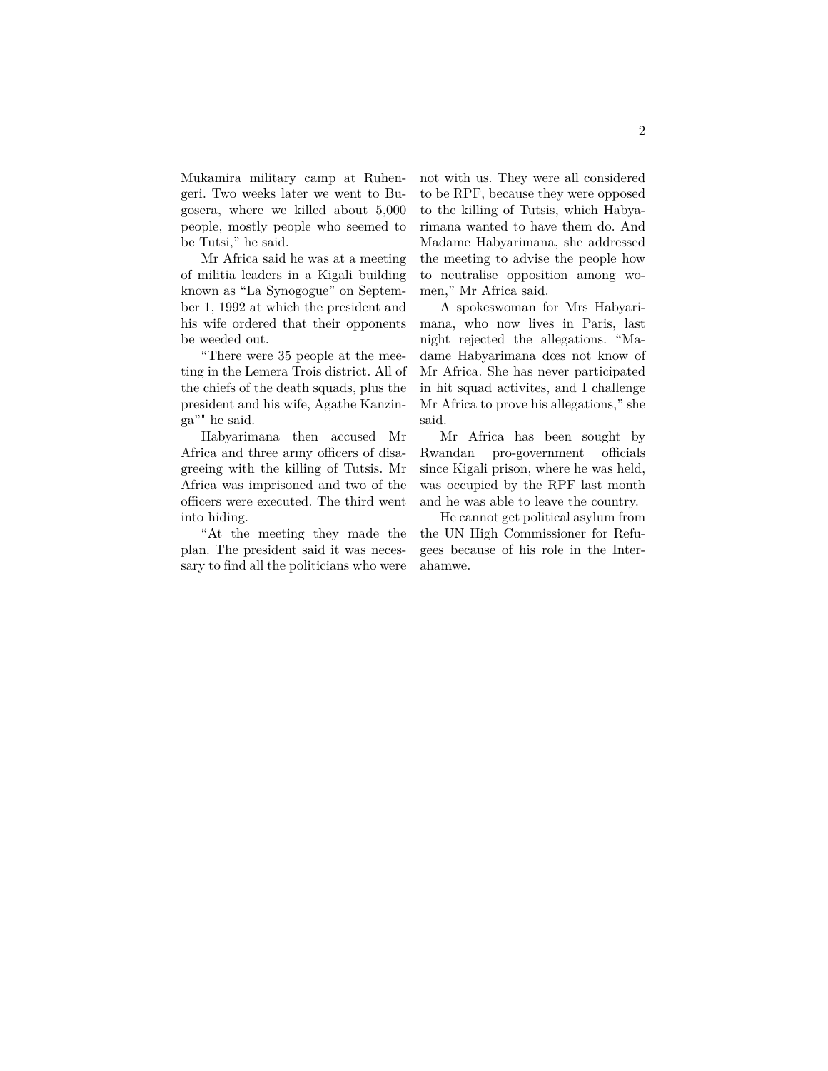Mukamira military camp at Ruhengeri. Two weeks later we went to Bugosera, where we killed about 5,000 people, mostly people who seemed to be Tutsi," he said.

Mr Africa said he was at a meeting of militia leaders in a Kigali building known as "La Synogogue" on September 1, 1992 at which the president and his wife ordered that their opponents be weeded out.

"There were 35 people at the meeting in the Lemera Trois district. All of the chiefs of the death squads, plus the president and his wife, Agathe Kanzinga"" he said.

Habyarimana then accused Mr Africa and three army officers of disagreeing with the killing of Tutsis. Mr Africa was imprisoned and two of the officers were executed. The third went into hiding.

"At the meeting they made the plan. The president said it was necessary to find all the politicians who were not with us. They were all considered to be RPF, because they were opposed to the killing of Tutsis, which Habyarimana wanted to have them do. And Madame Habyarimana, she addressed the meeting to advise the people how to neutralise opposition among women," Mr Africa said.

A spokeswoman for Mrs Habyarimana, who now lives in Paris, last night rejected the allegations. "Madame Habyarimana dœs not know of Mr Africa. She has never participated in hit squad activites, and I challenge Mr Africa to prove his allegations," she said.

Mr Africa has been sought by Rwandan pro-government officials since Kigali prison, where he was held, was occupied by the RPF last month and he was able to leave the country.

He cannot get political asylum from the UN High Commissioner for Refugees because of his role in the Interahamwe.